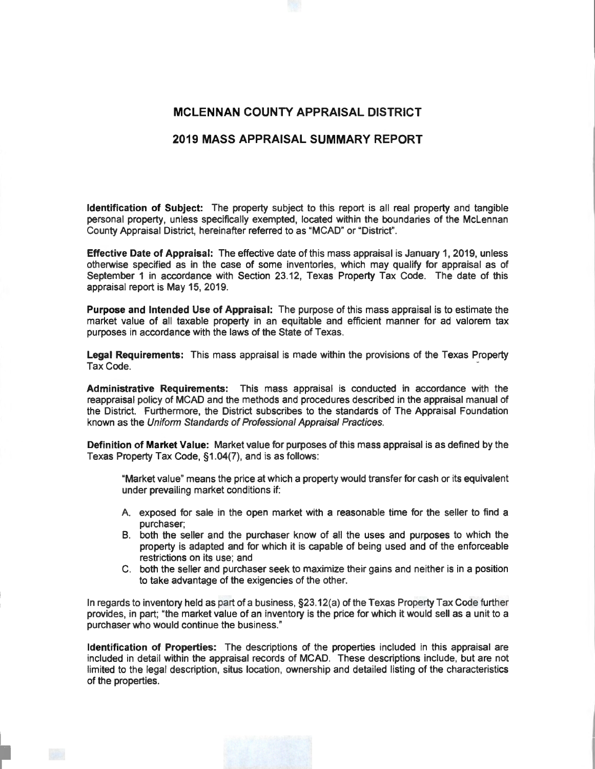# MCLENNAN COUNTY APPRAISAL DISTRICT

## 2019 MASS APPRAISAL SUMMARY REPORT

**Identification of Subject:** The property subject to this report is all real property and tangible personal property, unless specifically exempted, located within the boundaries of the McLennan County Appraisal District, hereinafter referred to as "MCAD" or "District".

**Effective Date of Appraisal:** The effective date of this mass appraisal is January 1, 2019, unless otherwise specified as in the case of some inventories, which may qualify for appraisal as of September 1 in accordance with Section 23.12, Texas Property Tax Code. The date of this appraisal report is May 15, 2019.

**Purpose and Intended Use of Appraisal:** The purpose of this mass appraisal is to estimate the market value of all taxable property in an equitable and efficient manner for ad valorem tax purposes in accordance with the laws of the State of Texas.

**Legal Requirements:** This mass appraisal is made within the provisions of the Texas Property Tax Code.

**Administrative Requirements:** This mass appraisal is conducted in accordance with the reappraisal policy of MCAD and the methods and procedures described in the appraisal manual of the District. Furthermore, the District subscribes to the standards of The Appraisal Foundation known as the *Uniform Standards of Professional Appraisal Practices*.

**Definition of Market Value:** Market value for purposes of this mass appraisal is as defined by the Texas Property Tax Code, §1.04(7), and is as follows:

> "Market value" means the price at which a property would transfer for cash or its equivalent under prevailing market conditions if:
>
> A. exposed for sale in the open market with a reasonable time for the seller to find a purchaser;
> B. both the seller and the purchaser know of all the uses and purposes to which the property is adapted and for which it is capable of being used and of the enforceable restrictions on its use; and
> C. both the seller and purchaser seek to maximize their gains and neither is in a position to take advantage of the exigencies of the other.

In regards to inventory held as part of a business, §23.12(a) of the Texas Property Tax Code further provides, in part; "the market value of an inventory is the price for which it would sell as a unit to a purchaser who would continue the business."

**Identification of Properties:** The descriptions of the properties included in this appraisal are included in detail within the appraisal records of MCAD. These descriptions include, but are not limited to the legal description, situs location, ownership and detailed listing of the characteristics of the properties.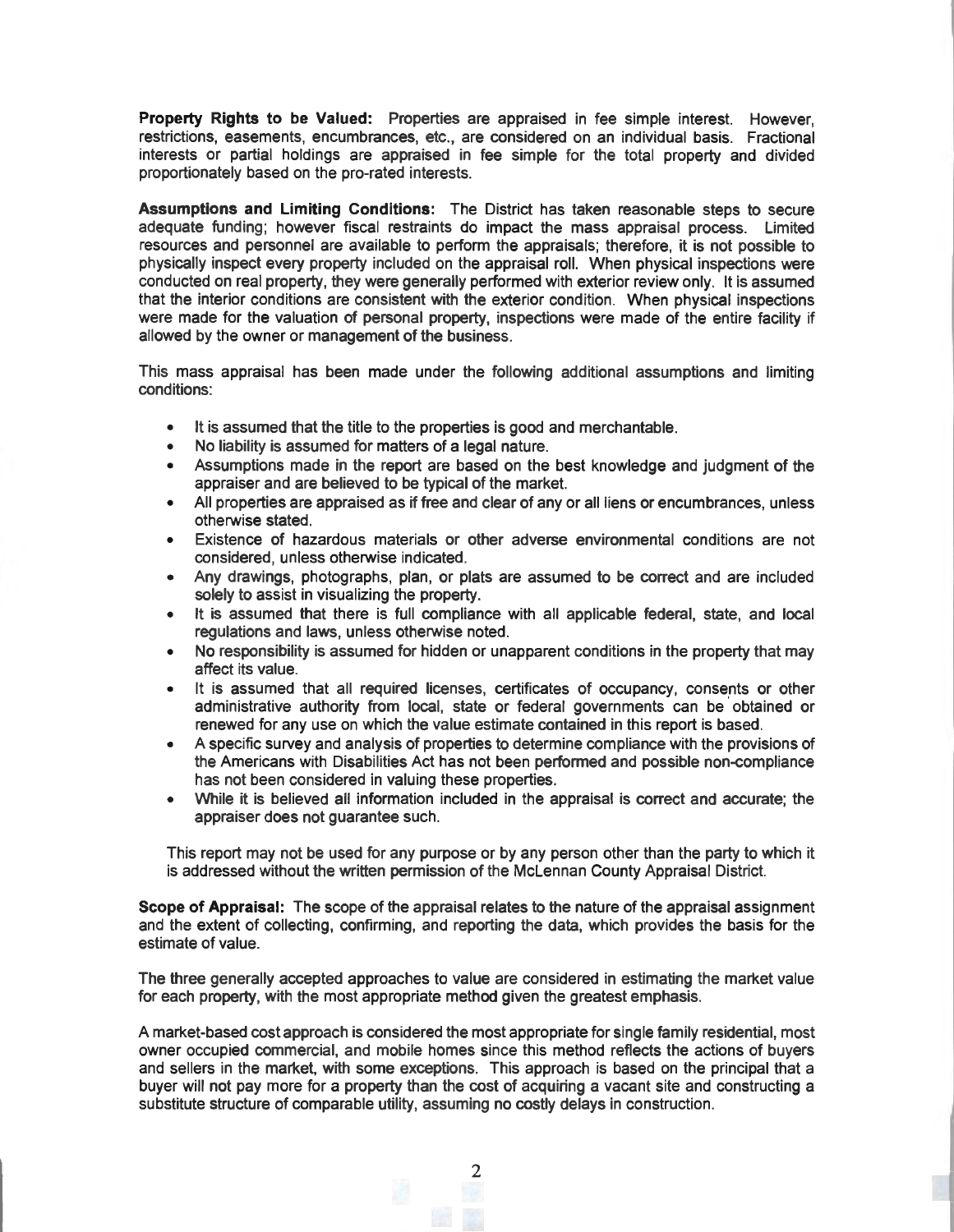**Property Rights to be Valued:** Properties are appraised in fee simple interest. However, restrictions, easements, encumbrances, etc., are considered on an individual basis. Fractional interests or partial holdings are appraised in fee simple for the total property and divided proportionately based on the pro-rated interests.

**Assumptions and Limiting Conditions:** The District has taken reasonable steps to secure adequate funding; however fiscal restraints do impact the mass appraisal process. Limited resources and personnel are available to perform the appraisals; therefore, it is not possible to physically inspect every property included on the appraisal roll. When physical inspections were conducted on real property, they were generally performed with exterior review only. It is assumed that the interior conditions are consistent with the exterior condition. When physical inspections were made for the valuation of personal property, inspections were made of the entire facility if allowed by the owner or management of the business.

This mass appraisal has been made under the following additional assumptions and limiting conditions:

- It is assumed that the title to the properties is good and merchantable.
- No liability is assumed for matters of a legal nature.
- Assumptions made in the report are based on the best knowledge and judgment of the appraiser and are believed to be typical of the market.
- All properties are appraised as if free and clear of any or all liens or encumbrances, unless otherwise stated.
- Existence of hazardous materials or other adverse environmental conditions are not considered, unless otherwise indicated.
- Any drawings, photographs, plan, or plats are assumed to be correct and are included solely to assist in visualizing the property.
- It is assumed that there is full compliance with all applicable federal, state, and local regulations and laws, unless otherwise noted.
- No responsibility is assumed for hidden or unapparent conditions in the property that may affect its value.
- It is assumed that all required licenses, certificates of occupancy, consents or other administrative authority from local, state or federal governments can be obtained or renewed for any use on which the value estimate contained in this report is based.
- A specific survey and analysis of properties to determine compliance with the provisions of the Americans with Disabilities Act has not been performed and possible non-compliance has not been considered in valuing these properties.
- While it is believed all information included in the appraisal is correct and accurate; the appraiser does not guarantee such.

This report may not be used for any purpose or by any person other than the party to which it is addressed without the written permission of the McLennan County Appraisal District.

**Scope of Appraisal:** The scope of the appraisal relates to the nature of the appraisal assignment and the extent of collecting, confirming, and reporting the data, which provides the basis for the estimate of value.

The three generally accepted approaches to value are considered in estimating the market value for each property, with the most appropriate method given the greatest emphasis.

A market-based cost approach is considered the most appropriate for single family residential, most owner occupied commercial, and mobile homes since this method reflects the actions of buyers and sellers in the market, with some exceptions. This approach is based on the principal that a buyer will not pay more for a property than the cost of acquiring a vacant site and constructing a substitute structure of comparable utility, assuming no costly delays in construction.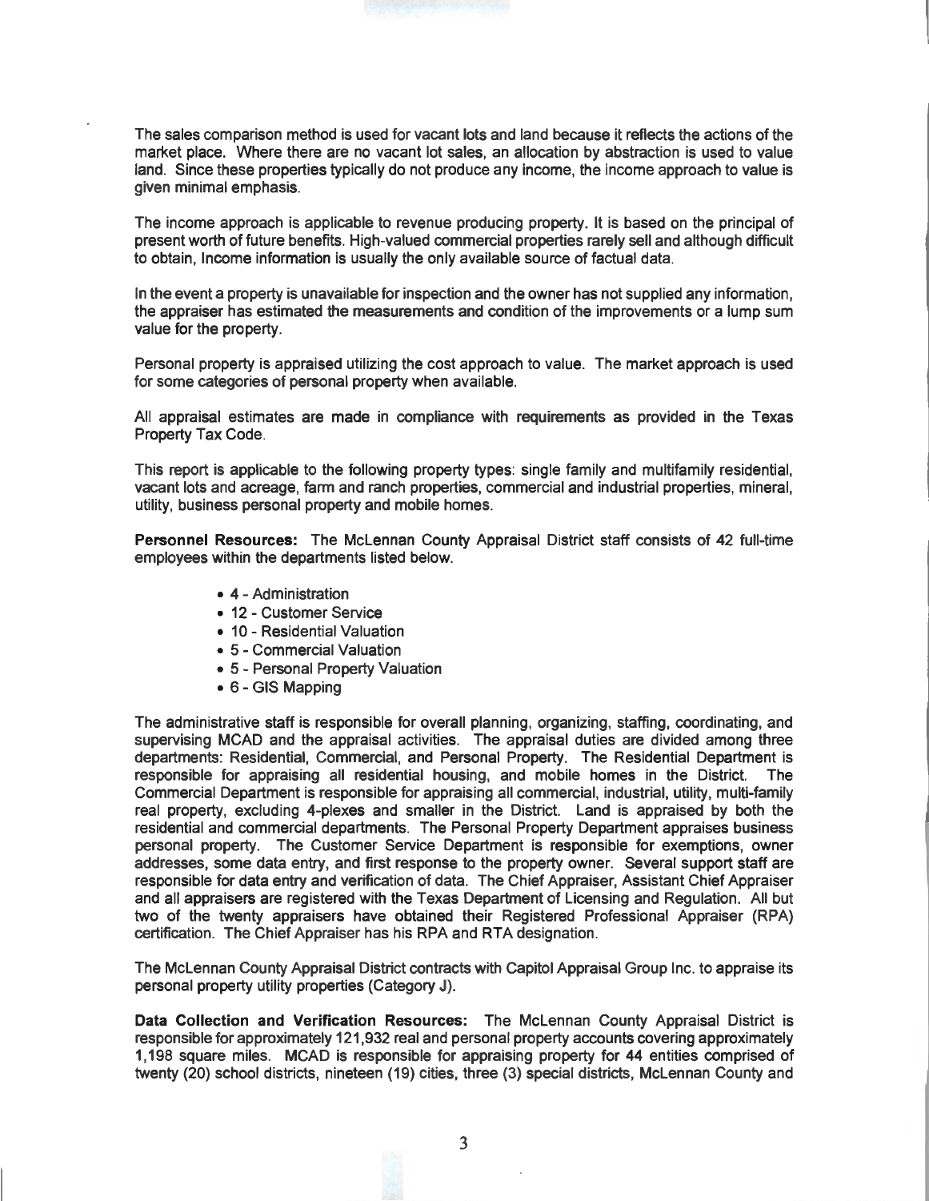The sales comparison method is used for vacant lots and land because it reflects the actions of the market place. Where there are no vacant lot sales, an allocation by abstraction is used to value land. Since these properties typically do not produce any income, the income approach to value is given minimal emphasis.

The income approach is applicable to revenue producing property. It is based on the principal of present worth of future benefits. High-valued commercial properties rarely sell and although difficult to obtain, Income information is usually the only available source of factual data.

In the event a property is unavailable for inspection and the owner has not supplied any information, the appraiser has estimated the measurements and condition of the improvements or a lump sum value for the property.

Personal property is appraised utilizing the cost approach to value. The market approach is used for some categories of personal property when available.

All appraisal estimates are made in compliance with requirements as provided in the Texas Property Tax Code.

This report is applicable to the following property types: single family and multifamily residential, vacant lots and acreage, farm and ranch properties, commercial and industrial properties, mineral, utility, business personal property and mobile homes.

**Personnel Resources:** The McLennan County Appraisal District staff consists of 42 full-time employees within the departments listed below.

- 4 - Administration
- 12 - Customer Service
- 10 - Residential Valuation
- 5 - Commercial Valuation
- 5 - Personal Property Valuation
- 6 - GIS Mapping

The administrative staff is responsible for overall planning, organizing, staffing, coordinating, and supervising MCAD and the appraisal activities. The appraisal duties are divided among three departments: Residential, Commercial, and Personal Property. The Residential Department is responsible for appraising all residential housing, and mobile homes in the District. The Commercial Department is responsible for appraising all commercial, industrial, utility, multi-family real property, excluding 4-plexes and smaller in the District. Land is appraised by both the residential and commercial departments. The Personal Property Department appraises business personal property. The Customer Service Department is responsible for exemptions, owner addresses, some data entry, and first response to the property owner. Several support staff are responsible for data entry and verification of data. The Chief Appraiser, Assistant Chief Appraiser and all appraisers are registered with the Texas Department of Licensing and Regulation. All but two of the twenty appraisers have obtained their Registered Professional Appraiser (RPA) certification. The Chief Appraiser has his RPA and RTA designation.

The McLennan County Appraisal District contracts with Capitol Appraisal Group Inc. to appraise its personal property utility properties (Category J).

**Data Collection and Verification Resources:** The McLennan County Appraisal District is responsible for approximately 121,932 real and personal property accounts covering approximately 1,198 square miles. MCAD is responsible for appraising property for 44 entities comprised of twenty (20) school districts, nineteen (19) cities, three (3) special districts, McLennan County and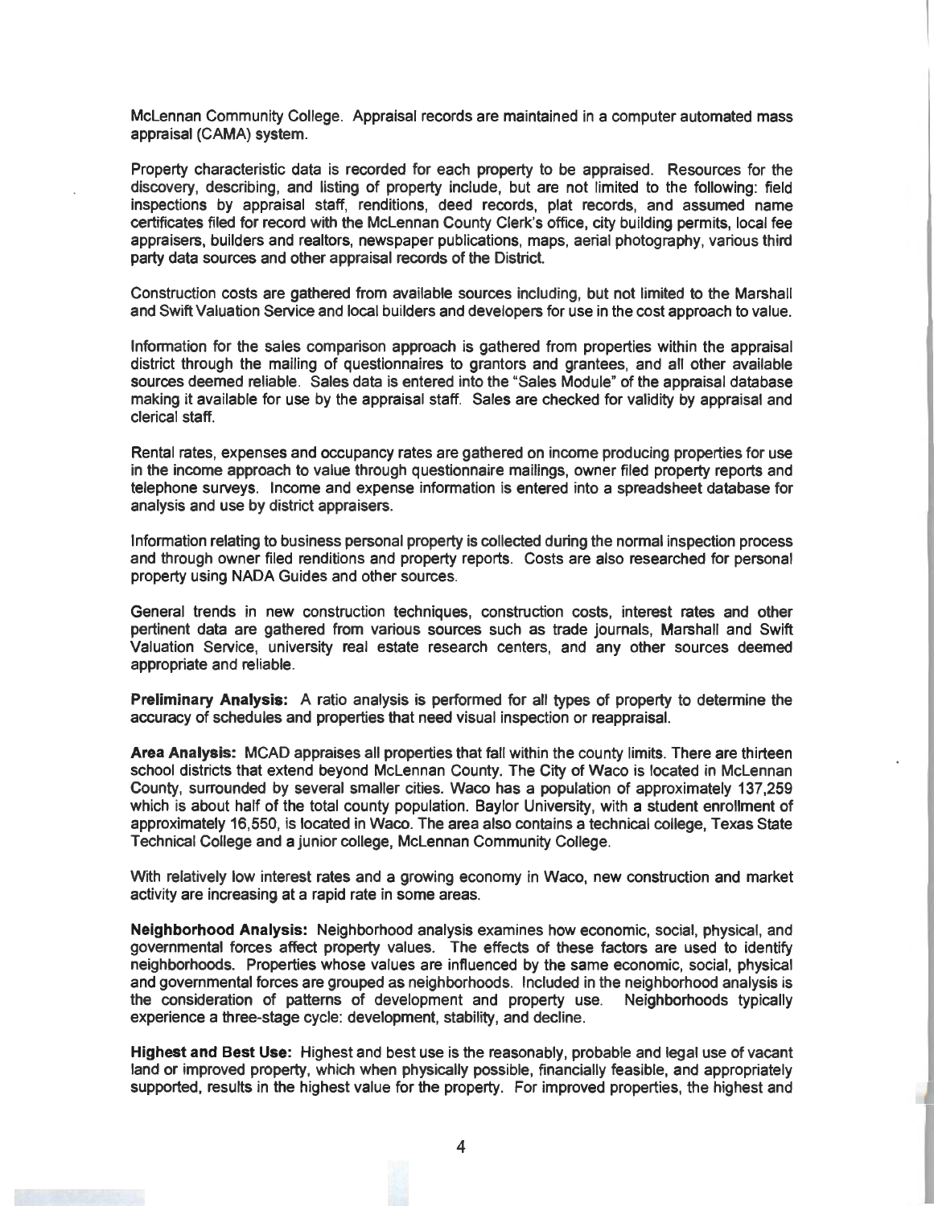McLennan Community College. Appraisal records are maintained in a computer automated mass appraisal (CAMA) system.

Property characteristic data is recorded for each property to be appraised. Resources for the discovery, describing, and listing of property include, but are not limited to the following: field inspections by appraisal staff, renditions, deed records, plat records, and assumed name certificates filed for record with the McLennan County Clerk's office, city building permits, local fee appraisers, builders and realtors, newspaper publications, maps, aerial photography, various third party data sources and other appraisal records of the District.

Construction costs are gathered from available sources including, but not limited to the Marshall and Swift Valuation Service and local builders and developers for use in the cost approach to value.

Information for the sales comparison approach is gathered from properties within the appraisal district through the mailing of questionnaires to grantors and grantees, and all other available sources deemed reliable. Sales data is entered into the "Sales Module" of the appraisal database making it available for use by the appraisal staff. Sales are checked for validity by appraisal and clerical staff.

Rental rates, expenses and occupancy rates are gathered on income producing properties for use in the income approach to value through questionnaire mailings, owner filed property reports and telephone surveys. Income and expense information is entered into a spreadsheet database for analysis and use by district appraisers.

Information relating to business personal property is collected during the normal inspection process and through owner filed renditions and property reports. Costs are also researched for personal property using NADA Guides and other sources.

General trends in new construction techniques, construction costs, interest rates and other pertinent data are gathered from various sources such as trade journals, Marshall and Swift Valuation Service, university real estate research centers, and any other sources deemed appropriate and reliable.

**Preliminary Analysis:** A ratio analysis is performed for all types of property to determine the accuracy of schedules and properties that need visual inspection or reappraisal.

**Area Analysis:** MCAD appraises all properties that fall within the county limits. There are thirteen school districts that extend beyond McLennan County. The City of Waco is located in McLennan County, surrounded by several smaller cities. Waco has a population of approximately 137,259 which is about half of the total county population. Baylor University, with a student enrollment of approximately 16,550, is located in Waco. The area also contains a technical college, Texas State Technical College and a junior college, McLennan Community College.

With relatively low interest rates and a growing economy in Waco, new construction and market activity are increasing at a rapid rate in some areas.

**Neighborhood Analysis:** Neighborhood analysis examines how economic, social, physical, and governmental forces affect property values. The effects of these factors are used to identify neighborhoods. Properties whose values are influenced by the same economic, social, physical and governmental forces are grouped as neighborhoods. Included in the neighborhood analysis is the consideration of patterns of development and property use. Neighborhoods typically experience a three-stage cycle: development, stability, and decline.

**Highest and Best Use:** Highest and best use is the reasonably, probable and legal use of vacant land or improved property, which when physically possible, financially feasible, and appropriately supported, results in the highest value for the property. For improved properties, the highest and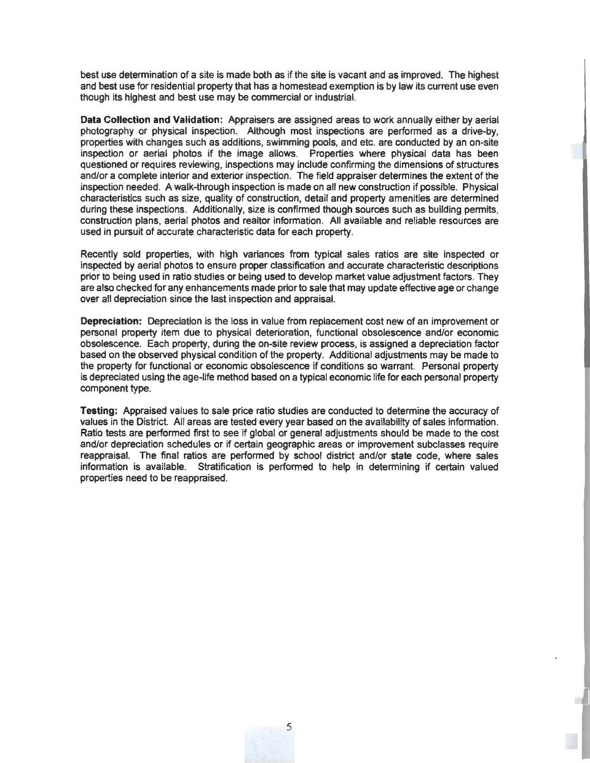best use determination of a site is made both as if the site is vacant and as improved. The highest and best use for residential property that has a homestead exemption is by law its current use even though its highest and best use may be commercial or industrial.

**Data Collection and Validation:** Appraisers are assigned areas to work annually either by aerial photography or physical inspection. Although most inspections are performed as a drive-by, properties with changes such as additions, swimming pools, and etc. are conducted by an on-site inspection or aerial photos if the image allows. Properties where physical data has been questioned or requires reviewing, inspections may include confirming the dimensions of structures and/or a complete interior and exterior inspection. The field appraiser determines the extent of the inspection needed. A walk-through inspection is made on all new construction if possible. Physical characteristics such as size, quality of construction, detail and property amenities are determined during these inspections. Additionally, size is confirmed though sources such as building permits, construction plans, aerial photos and realtor information. All available and reliable resources are used in pursuit of accurate characteristic data for each property.

Recently sold properties, with high variances from typical sales ratios are site inspected or inspected by aerial photos to ensure proper classification and accurate characteristic descriptions prior to being used in ratio studies or being used to develop market value adjustment factors. They are also checked for any enhancements made prior to sale that may update effective age or change over all depreciation since the last inspection and appraisal.

**Depreciation:** Depreciation is the loss in value from replacement cost new of an improvement or personal property item due to physical deterioration, functional obsolescence and/or economic obsolescence. Each property, during the on-site review process, is assigned a depreciation factor based on the observed physical condition of the property. Additional adjustments may be made to the property for functional or economic obsolescence if conditions so warrant. Personal property is depreciated using the age-life method based on a typical economic life for each personal property component type.

**Testing:** Appraised values to sale price ratio studies are conducted to determine the accuracy of values in the District. All areas are tested every year based on the availability of sales information. Ratio tests are performed first to see if global or general adjustments should be made to the cost and/or depreciation schedules or if certain geographic areas or improvement subclasses require reappraisal. The final ratios are performed by school district and/or state code, where sales information is available. Stratification is performed to help in determining if certain valued properties need to be reappraised.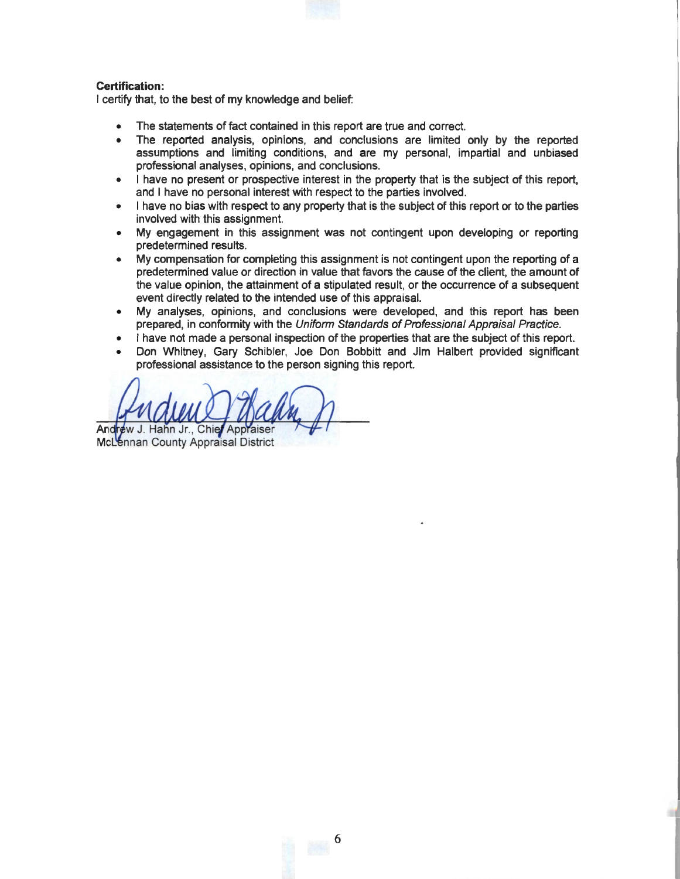**Certification:**

I certify that, to the best of my knowledge and belief:

- The statements of fact contained in this report are true and correct.
- The reported analysis, opinions, and conclusions are limited only by the reported assumptions and limiting conditions, and are my personal, impartial and unbiased professional analyses, opinions, and conclusions.
- I have no present or prospective interest in the property that is the subject of this report, and I have no personal interest with respect to the parties involved.
- I have no bias with respect to any property that is the subject of this report or to the parties involved with this assignment.
- My engagement in this assignment was not contingent upon developing or reporting predetermined results.
- My compensation for completing this assignment is not contingent upon the reporting of a predetermined value or direction in value that favors the cause of the client, the amount of the value opinion, the attainment of a stipulated result, or the occurrence of a subsequent event directly related to the intended use of this appraisal.
- My analyses, opinions, and conclusions were developed, and this report has been prepared, in conformity with the *Uniform Standards of Professional Appraisal Practice*.
- I have not made a personal inspection of the properties that are the subject of this report.
- Don Whitney, Gary Schibler, Joe Don Bobbitt and Jim Halbert provided significant professional assistance to the person signing this report.

Andrew J. Hahn Jr., Chief Appraiser
McLennan County Appraisal District